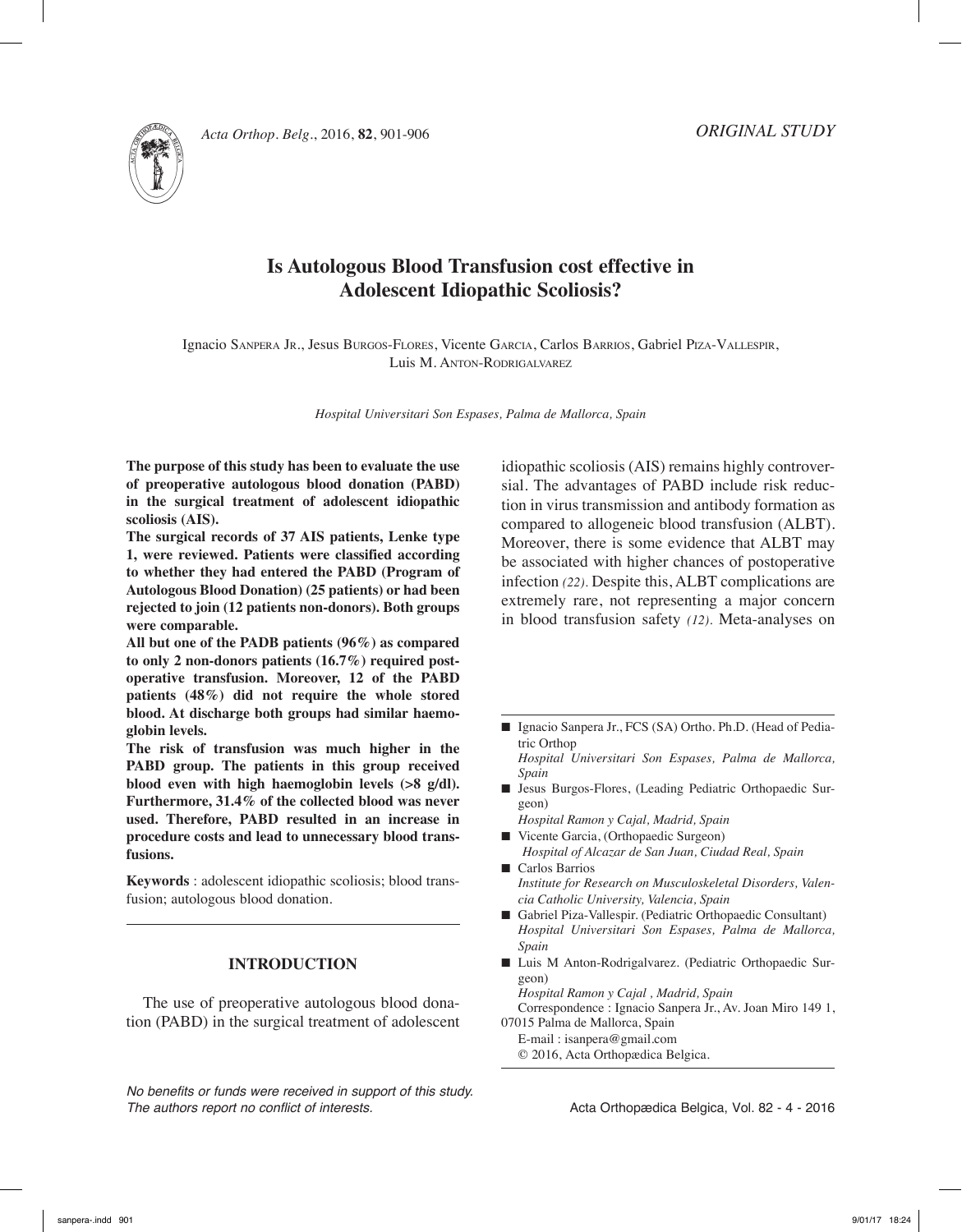*ORIGINAL STUDY*

# Is Autologous Blood Transfusion cost effective in Adolescent Idiopathic Scoliosis?

Ignacio Sanpera Jr., Jesus Burgos-Flores, Vicente Garcia, Carlos Barrios, Gabriel Piza-Vallespir, Luis M. Anton-Rodrigalvarez

*Hospital Universitari Son Espases, Palma de Mallorca, Spain*

**The purpose of this study has been to evaluate the use of preoperative autologous blood donation (PABD) in the surgical treatment of adolescent idiopathic scoliosis (AIS).**

**The surgical records of 37 AIS patients, Lenke type 1, were reviewed. Patients were classified according to whether they had entered the PABD (Program of Autologous Blood Donation) (25 patients) or had been rejected to join (12 patients non-donors). Both groups were comparable.**

**All but one of the PADB patients (96%) as compared to only 2 non-donors patients (16.7%) required post-operative transfusion. Moreover, 12 of the PABD patients (48%) did not require the whole stored blood. At discharge both groups had similar haemoglobin levels.**

**The risk of transfusion was much higher in the PABD group. The patients in this group received blood even with high haemoglobin levels (>8 g/dl). Furthermore, 31.4% of the collected blood was never used. Therefore, PABD resulted in an increase in procedure costs and lead to unnecessary blood transfusions.**

**Keywords** : adolescent idiopathic scoliosis; blood transfusion; autologous blood donation.

## INTRODUCTION

The use of preoperative autologous blood donation (PABD) in the surgical treatment of adolescent idiopathic scoliosis (AIS) remains highly controversial. The advantages of PABD include risk reduction in virus transmission and antibody formation as compared to allogeneic blood transfusion (ALBT). Moreover, there is some evidence that ALBT may be associated with higher chances of postoperative infection *(22)*. Despite this, ALBT complications are extremely rare, not representing a major concern in blood transfusion safety *(12)*. Meta-analyses on

---

- Ignacio Sanpera Jr., FCS (SA) Ortho. Ph.D. (Head of Pediatric Orthop
  *Hospital Universitari Son Espases, Palma de Mallorca, Spain*
- Jesus Burgos-Flores, (Leading Pediatric Orthopaedic Surgeon)
  *Hospital Ramon y Cajal, Madrid, Spain*
- Vicente Garcia, (Orthopaedic Surgeon)
  *Hospital of Alcazar de San Juan, Ciudad Real, Spain*
- Carlos Barrios
  *Institute for Research on Musculoskeletal Disorders, Valencia Catholic University, Valencia, Spain*
- Gabriel Piza-Vallespir. (Pediatric Orthopaedic Consultant)
  *Hospital Universitari Son Espases, Palma de Mallorca, Spain*
- Luis M Anton-Rodrigalvarez. (Pediatric Orthopaedic Surgeon)
  *Hospital Ramon y Cajal , Madrid, Spain*

Correspondence : Ignacio Sanpera Jr., Av. Joan Miro 149 1, 07015 Palma de Mallorca, Spain

E-mail : isanpera@gmail.com

© 2016, Acta Orthopædica Belgica.

*No benefits or funds were received in support of this study. The authors report no conflict of interests.*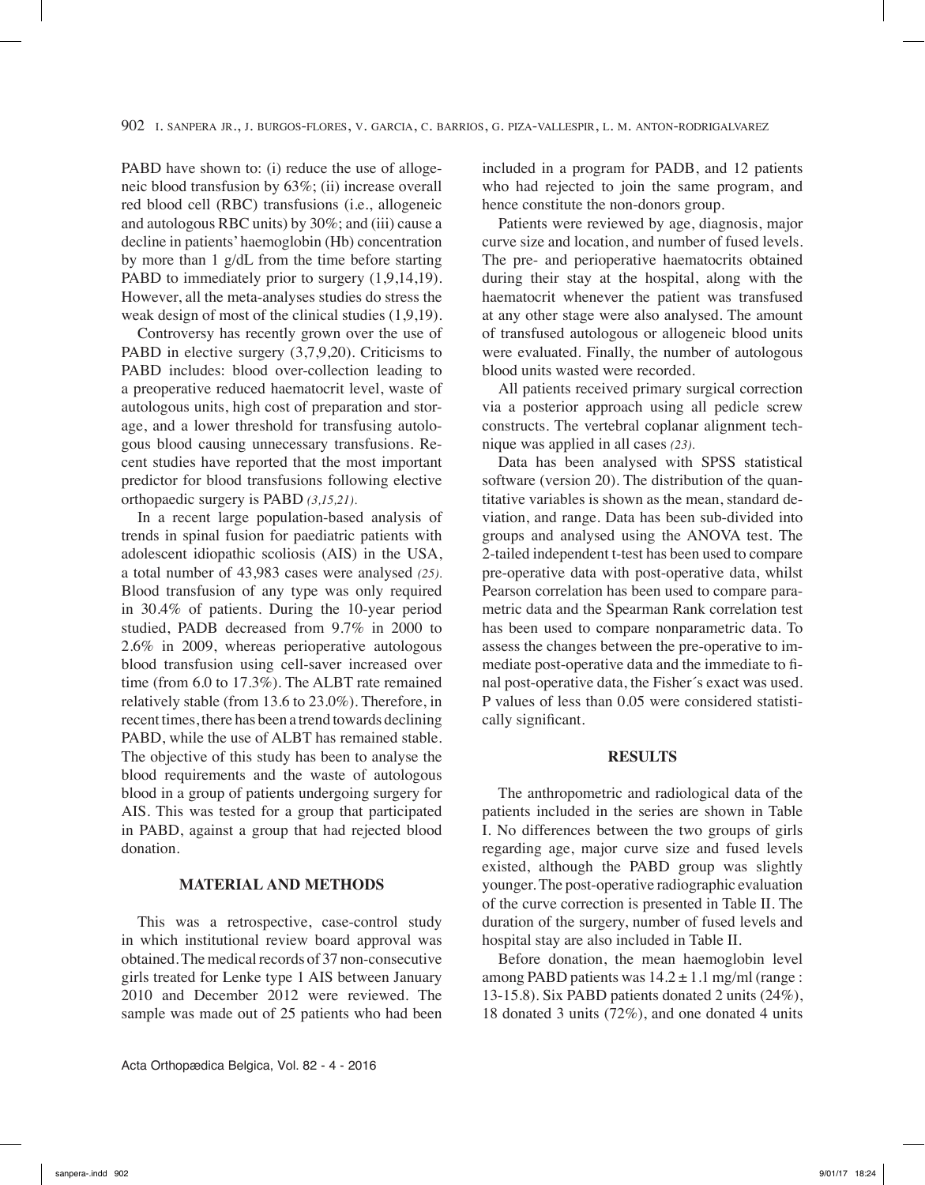PABD have shown to: (i) reduce the use of allogeneic blood transfusion by 63%; (ii) increase overall red blood cell (RBC) transfusions (i.e., allogeneic and autologous RBC units) by 30%; and (iii) cause a decline in patients' haemoglobin (Hb) concentration by more than 1 g/dL from the time before starting PABD to immediately prior to surgery (1,9,14,19). However, all the meta-analyses studies do stress the weak design of most of the clinical studies (1,9,19).

Controversy has recently grown over the use of PABD in elective surgery (3,7,9,20). Criticisms to PABD includes: blood over-collection leading to a preoperative reduced haematocrit level, waste of autologous units, high cost of preparation and storage, and a lower threshold for transfusing autologous blood causing unnecessary transfusions. Recent studies have reported that the most important predictor for blood transfusions following elective orthopaedic surgery is PABD *(3,15,21)*.

In a recent large population-based analysis of trends in spinal fusion for paediatric patients with adolescent idiopathic scoliosis (AIS) in the USA, a total number of 43,983 cases were analysed *(25)*. Blood transfusion of any type was only required in 30.4% of patients. During the 10-year period studied, PADB decreased from 9.7% in 2000 to 2.6% in 2009, whereas perioperative autologous blood transfusion using cell-saver increased over time (from 6.0 to 17.3%). The ALBT rate remained relatively stable (from 13.6 to 23.0%). Therefore, in recent times, there has been a trend towards declining PABD, while the use of ALBT has remained stable. The objective of this study has been to analyse the blood requirements and the waste of autologous blood in a group of patients undergoing surgery for AIS. This was tested for a group that participated in PABD, against a group that had rejected blood donation.

## MATERIAL AND METHODS

This was a retrospective, case-control study in which institutional review board approval was obtained. The medical records of 37 non-consecutive girls treated for Lenke type 1 AIS between January 2010 and December 2012 were reviewed. The sample was made out of 25 patients who had been included in a program for PADB, and 12 patients who had rejected to join the same program, and hence constitute the non-donors group.

Patients were reviewed by age, diagnosis, major curve size and location, and number of fused levels. The pre- and perioperative haematocrits obtained during their stay at the hospital, along with the haematocrit whenever the patient was transfused at any other stage were also analysed. The amount of transfused autologous or allogeneic blood units were evaluated. Finally, the number of autologous blood units wasted were recorded.

All patients received primary surgical correction via a posterior approach using all pedicle screw constructs. The vertebral coplanar alignment technique was applied in all cases *(23)*.

Data has been analysed with SPSS statistical software (version 20). The distribution of the quantitative variables is shown as the mean, standard deviation, and range. Data has been sub-divided into groups and analysed using the ANOVA test. The 2-tailed independent t-test has been used to compare pre-operative data with post-operative data, whilst Pearson correlation has been used to compare parametric data and the Spearman Rank correlation test has been used to compare nonparametric data. To assess the changes between the pre-operative to immediate post-operative data and the immediate to final post-operative data, the Fisher´s exact was used. P values of less than 0.05 were considered statistically significant.

## RESULTS

The anthropometric and radiological data of the patients included in the series are shown in Table I. No differences between the two groups of girls regarding age, major curve size and fused levels existed, although the PABD group was slightly younger. The post-operative radiographic evaluation of the curve correction is presented in Table II. The duration of the surgery, number of fused levels and hospital stay are also included in Table II.

Before donation, the mean haemoglobin level among PABD patients was $14.2 \pm 1.1$ mg/ml (range : 13-15.8). Six PABD patients donated 2 units (24%), 18 donated 3 units (72%), and one donated 4 units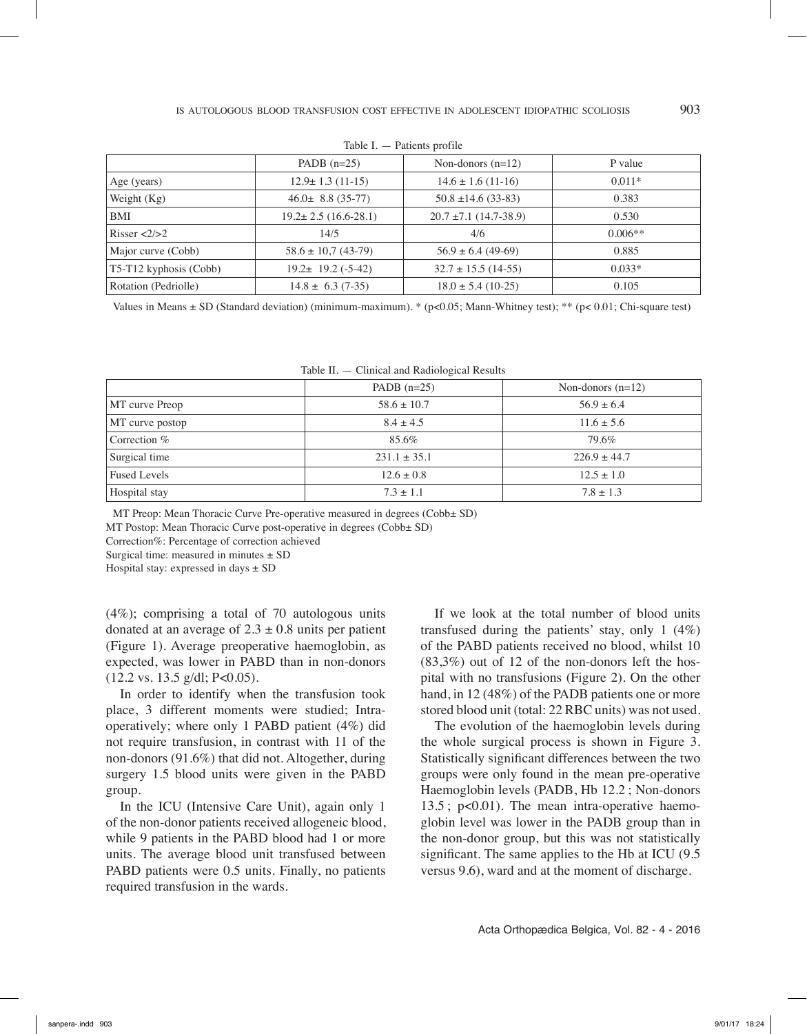Table I. — Patients profile

| | PADB (n=25) | Non-donors (n=12) | P value |
|---|---|---|---|
| Age (years) | 12.9± 1.3 (11-15) | 14.6 ± 1.6 (11-16) | 0.011* |
| Weight (Kg) | 46.0± 8.8 (35-77) | 50.8 ±14.6 (33-83) | 0.383 |
| BMI | 19.2± 2.5 (16.6-28.1) | 20.7 ±7.1 (14.7-38.9) | 0.530 |
| Risser <2/>2 | 14/5 | 4/6 | 0.006** |
| Major curve (Cobb) | 58.6 ± 10,7 (43-79) | 56.9 ± 6.4 (49-69) | 0.885 |
| T5-T12 kyphosis (Cobb) | 19.2± 19.2 (-5-42) | 32.7 ± 15.5 (14-55) | 0.033* |
| Rotation (Pedriolle) | 14.8 ± 6.3 (7-35) | 18.0 ± 5.4 (10-25) | 0.105 |

Values in Means ± SD (Standard deviation) (minimum-maximum). * (p<0.05; Mann-Whitney test); ** (p< 0.01; Chi-square test)

Table II. — Clinical and Radiological Results

| | PADB (n=25) | Non-donors (n=12) |
|---|---|---|
| MT curve Preop | 58.6 ± 10.7 | 56.9 ± 6.4 |
| MT curve postop | 8.4 ± 4.5 | 11.6 ± 5.6 |
| Correction % | 85.6% | 79.6% |
| Surgical time | 231.1 ± 35.1 | 226.9 ± 44.7 |
| Fused Levels | 12.6 ± 0.8 | 12.5 ± 1.0 |
| Hospital stay | 7.3 ± 1.1 | 7.8 ± 1.3 |

MT Preop: Mean Thoracic Curve Pre-operative measured in degrees (Cobb± SD)
MT Postop: Mean Thoracic Curve post-operative in degrees (Cobb± SD)
Correction%: Percentage of correction achieved
Surgical time: measured in minutes ± SD
Hospital stay: expressed in days ± SD

(4%); comprising a total of 70 autologous units donated at an average of 2.3 ± 0.8 units per patient (Figure 1). Average preoperative haemoglobin, as expected, was lower in PABD than in non-donors (12.2 vs. 13.5 g/dl; P<0.05).

In order to identify when the transfusion took place, 3 different moments were studied; Intraoperatively; where only 1 PABD patient (4%) did not require transfusion, in contrast with 11 of the non-donors (91.6%) that did not. Altogether, during surgery 1.5 blood units were given in the PABD group.

In the ICU (Intensive Care Unit), again only 1 of the non-donor patients received allogeneic blood, while 9 patients in the PABD blood had 1 or more units. The average blood unit transfused between PABD patients were 0.5 units. Finally, no patients required transfusion in the wards.

If we look at the total number of blood units transfused during the patients' stay, only 1 (4%) of the PABD patients received no blood, whilst 10 (83,3%) out of 12 of the non-donors left the hospital with no transfusions (Figure 2). On the other hand, in 12 (48%) of the PADB patients one or more stored blood unit (total: 22 RBC units) was not used.

The evolution of the haemoglobin levels during the whole surgical process is shown in Figure 3. Statistically significant differences between the two groups were only found in the mean pre-operative Haemoglobin levels (PADB, Hb 12.2 ; Non-donors 13.5 ; p<0.01). The mean intra-operative haemoglobin level was lower in the PADB group than in the non-donor group, but this was not statistically significant. The same applies to the Hb at ICU (9.5 versus 9.6), ward and at the moment of discharge.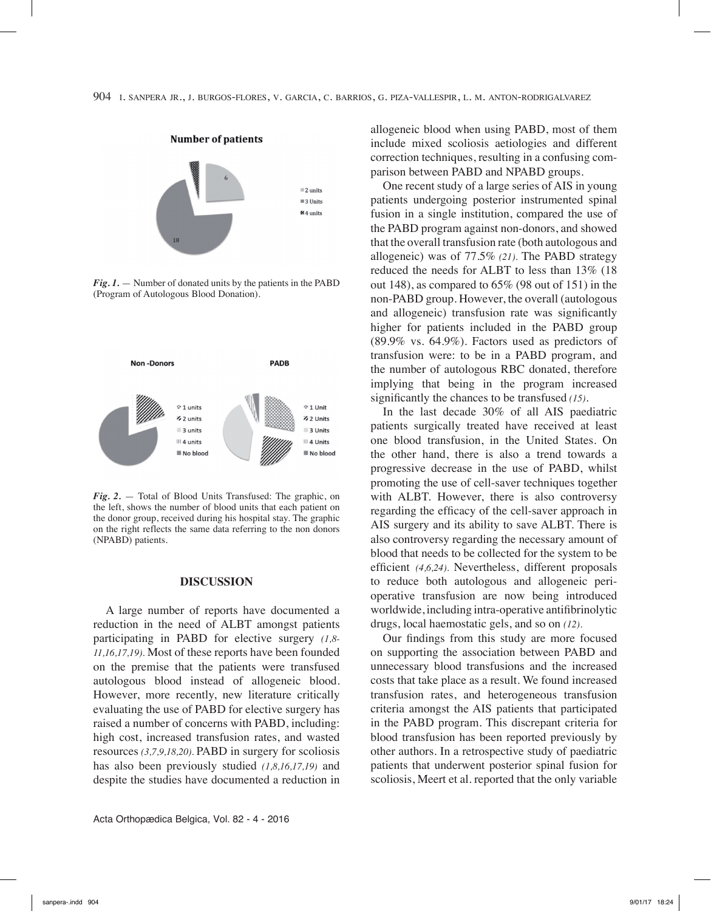*Fig. 1.* — Number of donated units by the patients in the PABD (Program of Autologous Blood Donation).

*Fig. 2.* — Total of Blood Units Transfused: The graphic, on the left, shows the number of blood units that each patient on the donor group, received during his hospital stay. The graphic on the right reflects the same data referring to the non donors (NPABD) patients.

## DISCUSSION

A large number of reports have documented a reduction in the need of ALBT amongst patients participating in PABD for elective surgery *(1,8-11,16,17,19)*. Most of these reports have been founded on the premise that the patients were transfused autologous blood instead of allogeneic blood. However, more recently, new literature critically evaluating the use of PABD for elective surgery has raised a number of concerns with PABD, including: high cost, increased transfusion rates, and wasted resources *(3,7,9,18,20)*. PABD in surgery for scoliosis has also been previously studied *(1,8,16,17,19)* and despite the studies have documented a reduction in allogeneic blood when using PABD, most of them include mixed scoliosis aetiologies and different correction techniques, resulting in a confusing comparison between PABD and NPABD groups.

One recent study of a large series of AIS in young patients undergoing posterior instrumented spinal fusion in a single institution, compared the use of the PABD program against non-donors, and showed that the overall transfusion rate (both autologous and allogeneic) was of 77.5% *(21)*. The PABD strategy reduced the needs for ALBT to less than 13% (18 out 148), as compared to 65% (98 out of 151) in the non-PABD group. However, the overall (autologous and allogeneic) transfusion rate was significantly higher for patients included in the PABD group (89.9% vs. 64.9%). Factors used as predictors of transfusion were: to be in a PABD program, and the number of autologous RBC donated, therefore implying that being in the program increased significantly the chances to be transfused *(15)*.

In the last decade 30% of all AIS paediatric patients surgically treated have received at least one blood transfusion, in the United States. On the other hand, there is also a trend towards a progressive decrease in the use of PABD, whilst promoting the use of cell-saver techniques together with ALBT. However, there is also controversy regarding the efficacy of the cell-saver approach in AIS surgery and its ability to save ALBT. There is also controversy regarding the necessary amount of blood that needs to be collected for the system to be efficient *(4,6,24)*. Nevertheless, different proposals to reduce both autologous and allogeneic perioperative transfusion are now being introduced worldwide, including intra-operative antifibrinolytic drugs, local haemostatic gels, and so on *(12)*.

Our findings from this study are more focused on supporting the association between PABD and unnecessary blood transfusions and the increased costs that take place as a result. We found increased transfusion rates, and heterogeneous transfusion criteria amongst the AIS patients that participated in the PABD program. This discrepant criteria for blood transfusion has been reported previously by other authors. In a retrospective study of paediatric patients that underwent posterior spinal fusion for scoliosis, Meert et al. reported that the only variable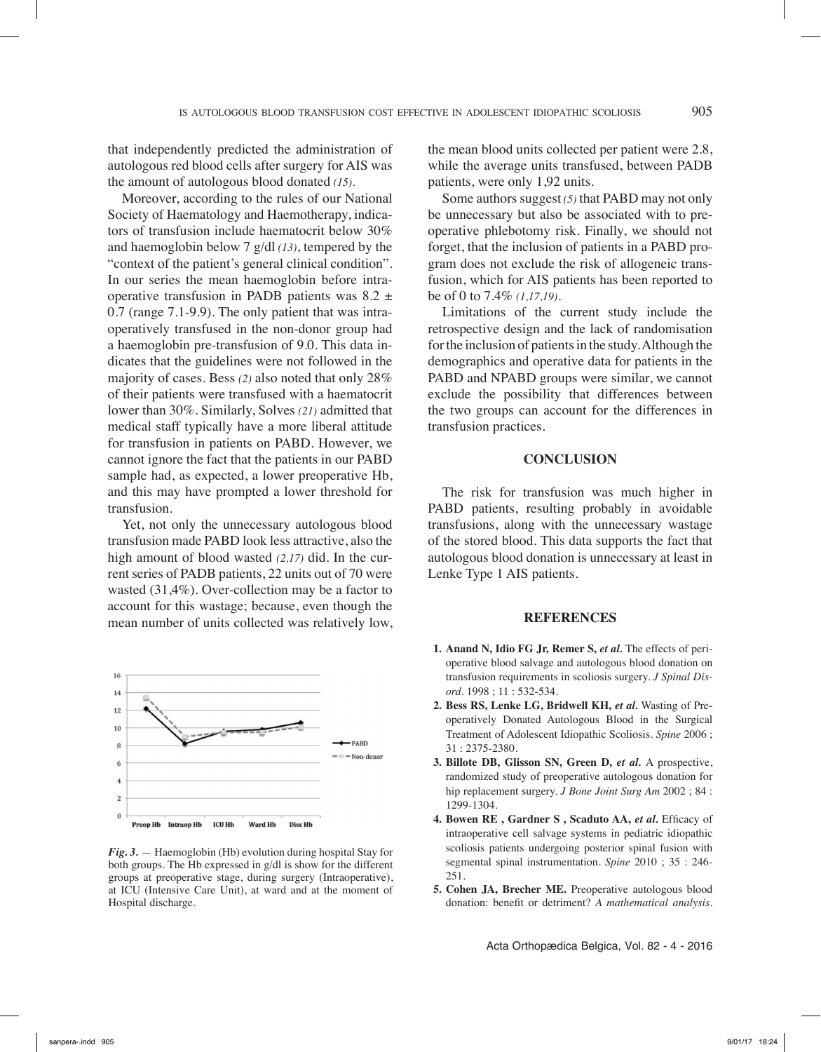that independently predicted the administration of autologous red blood cells after surgery for AIS was the amount of autologous blood donated *(15)*.

Moreover, according to the rules of our National Society of Haematology and Haemotherapy, indicators of transfusion include haematocrit below 30% and haemoglobin below 7 g/dl *(13)*, tempered by the "context of the patient's general clinical condition". In our series the mean haemoglobin before intraoperative transfusion in PADB patients was 8.2 ± 0.7 (range 7.1-9.9). The only patient that was intraoperatively transfused in the non-donor group had a haemoglobin pre-transfusion of 9.0. This data indicates that the guidelines were not followed in the majority of cases. Bess *(2)* also noted that only 28% of their patients were transfused with a haematocrit lower than 30%. Similarly, Solves *(21)* admitted that medical staff typically have a more liberal attitude for transfusion in patients on PABD. However, we cannot ignore the fact that the patients in our PABD sample had, as expected, a lower preoperative Hb, and this may have prompted a lower threshold for transfusion.

Yet, not only the unnecessary autologous blood transfusion made PABD look less attractive, also the high amount of blood wasted *(2,17)* did. In the current series of PADB patients, 22 units out of 70 were wasted (31,4%). Over-collection may be a factor to account for this wastage; because, even though the mean number of units collected was relatively low, the mean blood units collected per patient were 2.8, while the average units transfused, between PADB patients, were only 1,92 units.

Some authors suggest *(5)* that PABD may not only be unnecessary but also be associated with to preoperative phlebotomy risk. Finally, we should not forget, that the inclusion of patients in a PABD program does not exclude the risk of allogeneic transfusion, which for AIS patients has been reported to be of 0 to 7.4% *(1,17,19)*.

Limitations of the current study include the retrospective design and the lack of randomisation for the inclusion of patients in the study. Although the demographics and operative data for patients in the PABD and NPABD groups were similar, we cannot exclude the possibility that differences between the two groups can account for the differences in transfusion practices.

*Fig. 3.* — Haemoglobin (Hb) evolution during hospital Stay for both groups. The Hb expressed in g/dl is show for the different groups at preoperative stage, during surgery (Intraoperative), at ICU (Intensive Care Unit), at ward and at the moment of Hospital discharge.

## CONCLUSION

The risk for transfusion was much higher in PABD patients, resulting probably in avoidable transfusions, along with the unnecessary wastage of the stored blood. This data supports the fact that autologous blood donation is unnecessary at least in Lenke Type 1 AIS patients.

## REFERENCES

1. **Anand N, Idio FG Jr, Remer S, *et al.*** The effects of perioperative blood salvage and autologous blood donation on transfusion requirements in scoliosis surgery. *J Spinal Disord*. 1998 ; 11 : 532-534.
2. **Bess RS, Lenke LG, Bridwell KH, *et al.*** Wasting of Preoperatively Donated Autologous Blood in the Surgical Treatment of Adolescent Idiopathic Scoliosis. *Spine* 2006 ; 31 : 2375-2380.
3. **Billote DB, Glisson SN, Green D, *et al.*** A prospective, randomized study of preoperative autologous donation for hip replacement surgery. *J Bone Joint Surg Am* 2002 ; 84 : 1299-1304.
4. **Bowen RE , Gardner S , Scaduto AA, *et al.*** Efficacy of intraoperative cell salvage systems in pediatric idiopathic scoliosis patients undergoing posterior spinal fusion with segmental spinal instrumentation. *Spine* 2010 ; 35 : 246-251.
5. **Cohen JA, Brecher ME.** Preoperative autologous blood donation: benefit or detriment? *A mathematical analysis*.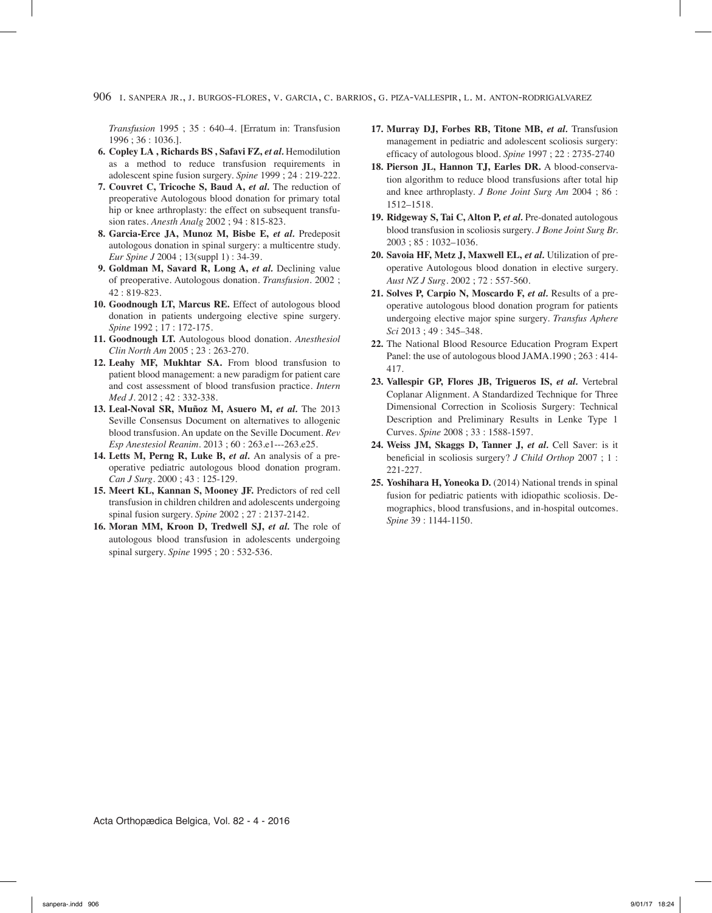*Transfusion* 1995 ; 35 : 640–4. [Erratum in: Transfusion 1996 ; 36 : 1036.].

6. **Copley LA , Richards BS , Safavi FZ, *et al.*** Hemodilution as a method to reduce transfusion requirements in adolescent spine fusion surgery. *Spine* 1999 ; 24 : 219-222.
7. **Couvret C, Tricoche S, Baud A, *et al.*** The reduction of preoperative Autologous blood donation for primary total hip or knee arthroplasty: the effect on subsequent transfusion rates. *Anesth Analg* 2002 ; 94 : 815-823.
8. **Garcia-Erce JA, Munoz M, Bisbe E, *et al.*** Predeposit autologous donation in spinal surgery: a multicentre study. *Eur Spine J* 2004 ; 13(suppl 1) : 34-39.
9. **Goldman M, Savard R, Long A, *et al.*** Declining value of preoperative. Autologous donation. *Transfusion*. 2002 ; 42 : 819-823.
10. **Goodnough LT, Marcus RE.** Effect of autologous blood donation in patients undergoing elective spine surgery. *Spine* 1992 ; 17 : 172-175.
11. **Goodnough LT.** Autologous blood donation. *Anesthesiol Clin North Am* 2005 ; 23 : 263-270.
12. **Leahy MF, Mukhtar SA.** From blood transfusion to patient blood management: a new paradigm for patient care and cost assessment of blood transfusion practice. *Intern Med J*. 2012 ; 42 : 332-338.
13. **Leal-Noval SR, Muñoz M, Asuero M, *et al.*** The 2013 Seville Consensus Document on alternatives to allogenic blood transfusion. An update on the Seville Document. *Rev Esp Anestesiol Reanim*. 2013 ; 60 : 263.e1---263.e25.
14. **Letts M, Perng R, Luke B, *et al.*** An analysis of a preoperative pediatric autologous blood donation program. *Can J Surg*. 2000 ; 43 : 125-129.
15. **Meert KL, Kannan S, Mooney JF.** Predictors of red cell transfusion in children children and adolescents undergoing spinal fusion surgery. *Spine* 2002 ; 27 : 2137-2142.
16. **Moran MM, Kroon D, Tredwell SJ, *et al.*** The role of autologous blood transfusion in adolescents undergoing spinal surgery. *Spine* 1995 ; 20 : 532-536.
17. **Murray DJ, Forbes RB, Titone MB, *et al.*** Transfusion management in pediatric and adolescent scoliosis surgery: efficacy of autologous blood. *Spine* 1997 ; 22 : 2735-2740
18. **Pierson JL, Hannon TJ, Earles DR.** A blood-conservation algorithm to reduce blood transfusions after total hip and knee arthroplasty. *J Bone Joint Surg Am* 2004 ; 86 : 1512–1518.
19. **Ridgeway S, Tai C, Alton P, *et al.*** Pre-donated autologous blood transfusion in scoliosis surgery. *J Bone Joint Surg Br.* 2003 ; 85 : 1032–1036.
20. **Savoia HF, Metz J, Maxwell EL, *et al.*** Utilization of preoperative Autologous blood donation in elective surgery. *Aust NZ J Surg*. 2002 ; 72 : 557-560.
21. **Solves P, Carpio N, Moscardo F, *et al.*** Results of a preoperative autologous blood donation program for patients undergoing elective major spine surgery. *Transfus Aphere Sci* 2013 ; 49 : 345–348.
22. The National Blood Resource Education Program Expert Panel: the use of autologous blood JAMA.1990 ; 263 : 414-417.
23. **Vallespir GP, Flores JB, Trigueros IS, *et al.*** Vertebral Coplanar Alignment. A Standardized Technique for Three Dimensional Correction in Scoliosis Surgery: Technical Description and Preliminary Results in Lenke Type 1 Curves. *Spine* 2008 ; 33 : 1588-1597.
24. **Weiss JM, Skaggs D, Tanner J, *et al.*** Cell Saver: is it beneficial in scoliosis surgery? *J Child Orthop* 2007 ; 1 : 221-227.
25. **Yoshihara H, Yoneoka D.** (2014) National trends in spinal fusion for pediatric patients with idiopathic scoliosis. Demographics, blood transfusions, and in-hospital outcomes. *Spine* 39 : 1144-1150.